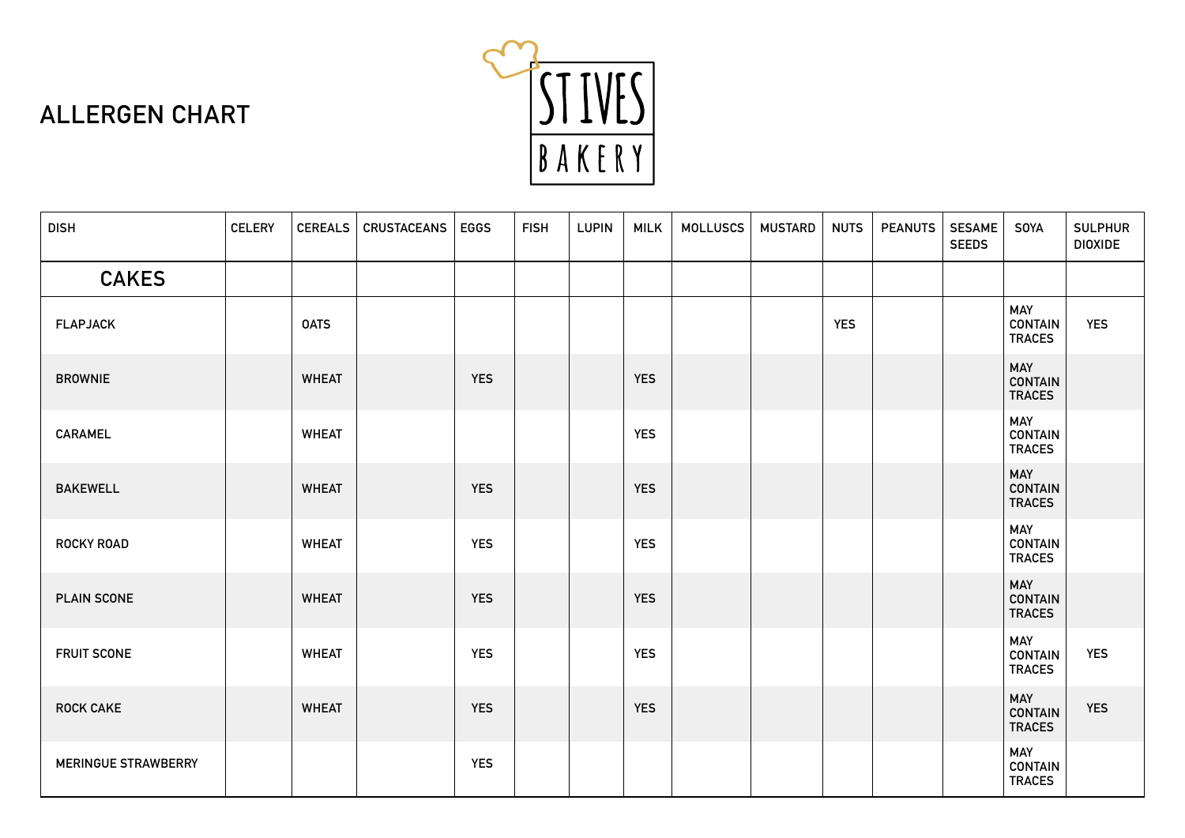# ALLERGEN CHART

ST IVES BAKERY

| DISH | CELERY | CEREALS | CRUSTACEANS | EGGS | FISH | LUPIN | MILK | MOLLUSCS | MUSTARD | NUTS | PEANUTS | SESAME SEEDS | SOYA | SULPHUR DIOXIDE |
|---|---|---|---|---|---|---|---|---|---|---|---|---|---|---|
| **CAKES** | | | | | | | | | | | | | | |
| FLAPJACK | | OATS | | | | | | | | YES | | | MAY CONTAIN TRACES | YES |
| BROWNIE | | WHEAT | | YES | | | YES | | | | | | MAY CONTAIN TRACES | |
| CARAMEL | | WHEAT | | | | | YES | | | | | | MAY CONTAIN TRACES | |
| BAKEWELL | | WHEAT | | YES | | | YES | | | | | | MAY CONTAIN TRACES | |
| ROCKY ROAD | | WHEAT | | YES | | | YES | | | | | | MAY CONTAIN TRACES | |
| PLAIN SCONE | | WHEAT | | YES | | | YES | | | | | | MAY CONTAIN TRACES | |
| FRUIT SCONE | | WHEAT | | YES | | | YES | | | | | | MAY CONTAIN TRACES | YES |
| ROCK CAKE | | WHEAT | | YES | | | YES | | | | | | MAY CONTAIN TRACES | YES |
| MERINGUE STRAWBERRY | | | | YES | | | | | | | | | MAY CONTAIN TRACES | |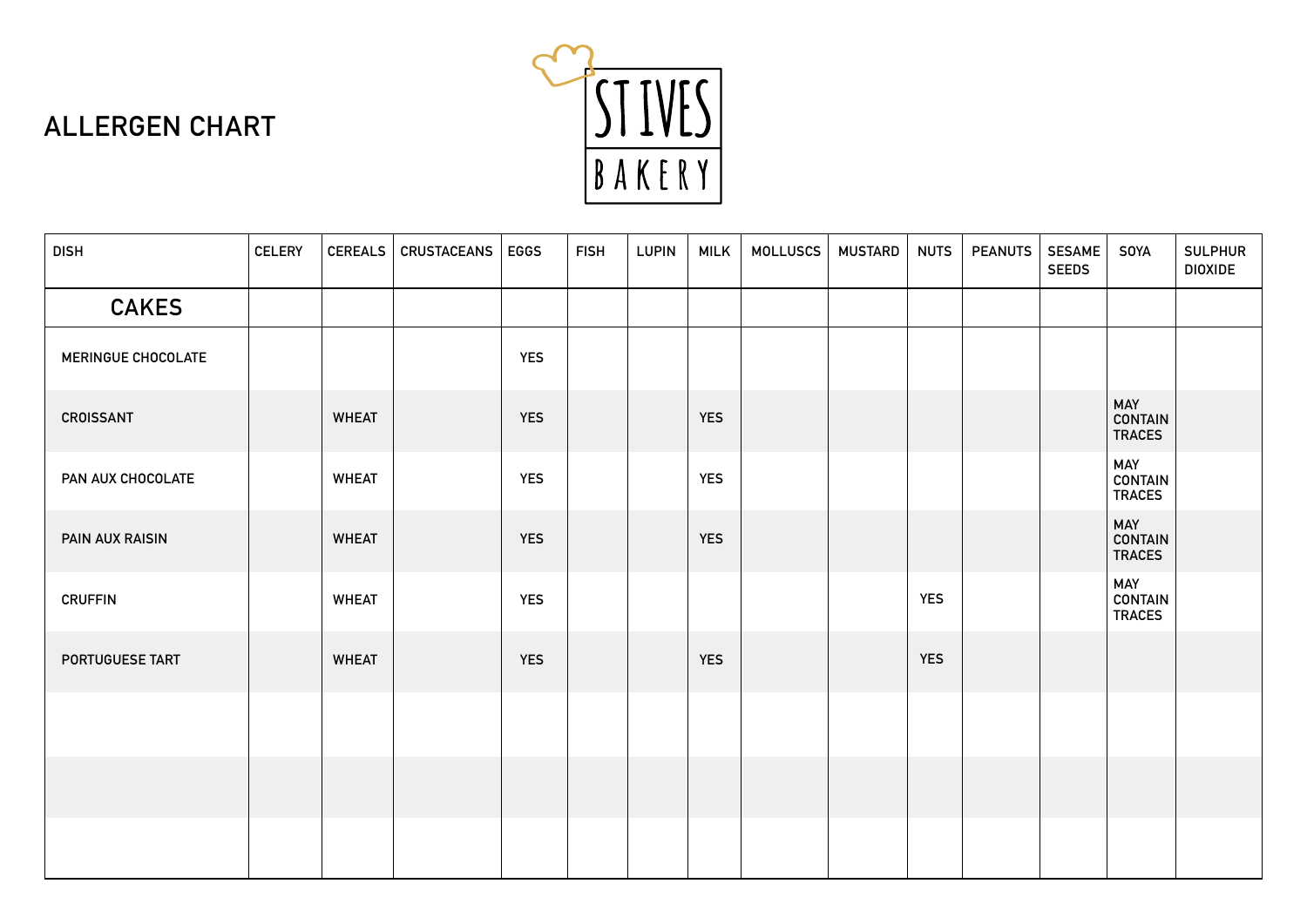# ALLERGEN CHART

ST IVES BAKERY

| DISH | CELERY | CEREALS | CRUSTACEANS | EGGS | FISH | LUPIN | MILK | MOLLUSCS | MUSTARD | NUTS | PEANUTS | SESAME SEEDS | SOYA | SULPHUR DIOXIDE |
|---|---|---|---|---|---|---|---|---|---|---|---|---|---|---|
| **CAKES** | | | | | | | | | | | | | | |
| MERINGUE CHOCOLATE | | | | YES | | | | | | | | | | |
| CROISSANT | | WHEAT | | YES | | | YES | | | | | | MAY CONTAIN TRACES | |
| PAN AUX CHOCOLATE | | WHEAT | | YES | | | YES | | | | | | MAY CONTAIN TRACES | |
| PAIN AUX RAISIN | | WHEAT | | YES | | | YES | | | | | | MAY CONTAIN TRACES | |
| CRUFFIN | | WHEAT | | YES | | | | | | YES | | | MAY CONTAIN TRACES | |
| PORTUGUESE TART | | WHEAT | | YES | | | YES | | | YES | | | | |
| | | | | | | | | | | | | | | |
| | | | | | | | | | | | | | | |
| | | | | | | | | | | | | | | |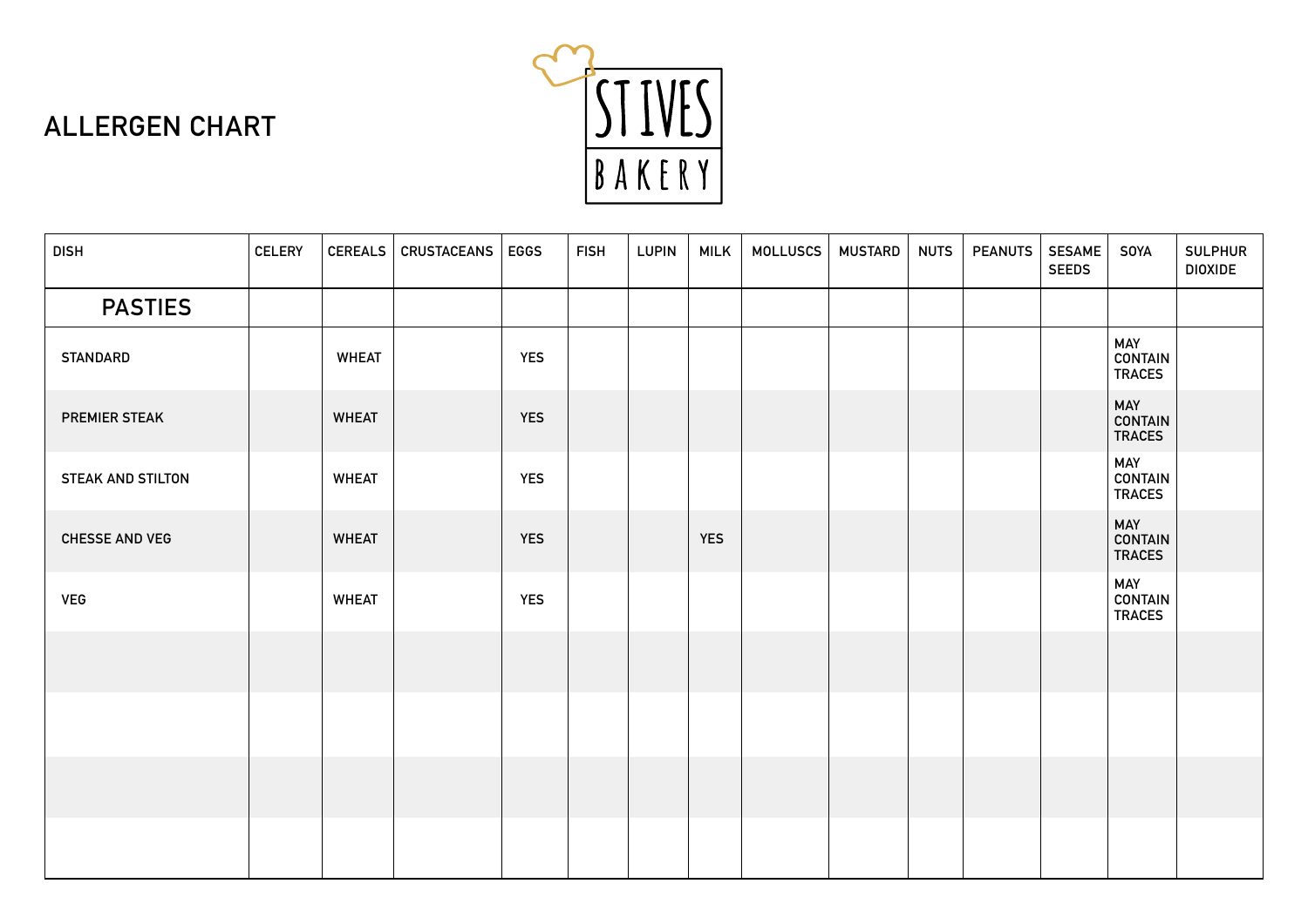# ALLERGEN CHART

ST IVES BAKERY

| DISH | CELERY | CEREALS | CRUSTACEANS | EGGS | FISH | LUPIN | MILK | MOLLUSCS | MUSTARD | NUTS | PEANUTS | SESAME SEEDS | SOYA | SULPHUR DIOXIDE |
|---|---|---|---|---|---|---|---|---|---|---|---|---|---|---|
| **PASTIES** | | | | | | | | | | | | | | |
| STANDARD | | WHEAT | | YES | | | | | | | | | MAY CONTAIN TRACES | |
| PREMIER STEAK | | WHEAT | | YES | | | | | | | | | MAY CONTAIN TRACES | |
| STEAK AND STILTON | | WHEAT | | YES | | | | | | | | | MAY CONTAIN TRACES | |
| CHESSE AND VEG | | WHEAT | | YES | | | YES | | | | | | MAY CONTAIN TRACES | |
| VEG | | WHEAT | | YES | | | | | | | | | MAY CONTAIN TRACES | |
| | | | | | | | | | | | | | | |
| | | | | | | | | | | | | | | |
| | | | | | | | | | | | | | | |
| | | | | | | | | | | | | | | |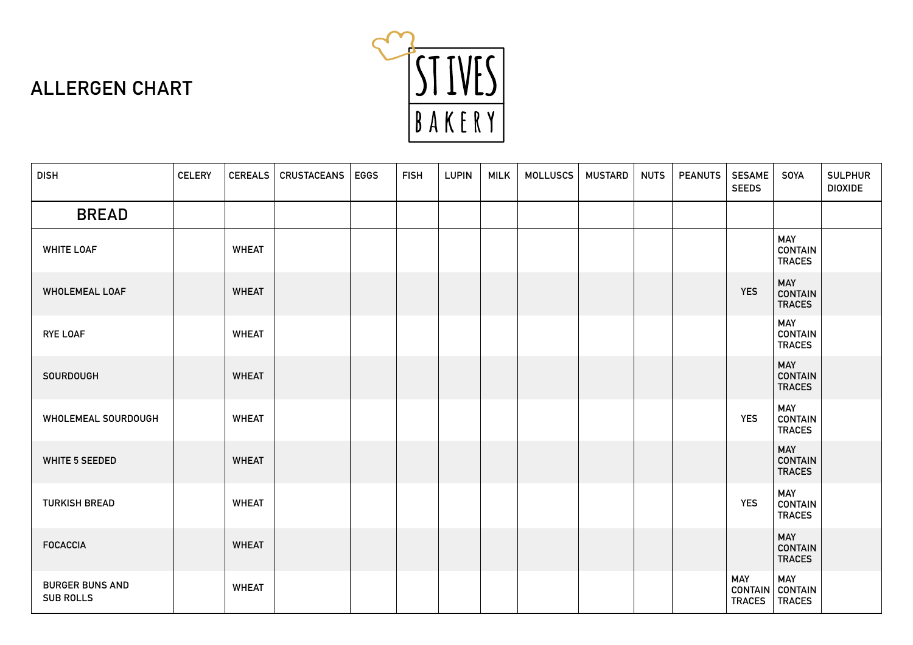# ALLERGEN CHART

ST IVES BAKERY

| DISH | CELERY | CEREALS | CRUSTACEANS | EGGS | FISH | LUPIN | MILK | MOLLUSCS | MUSTARD | NUTS | PEANUTS | SESAME SEEDS | SOYA | SULPHUR DIOXIDE |
|---|---|---|---|---|---|---|---|---|---|---|---|---|---|---|
| **BREAD** | | | | | | | | | | | | | | |
| WHITE LOAF | | WHEAT | | | | | | | | | | | MAY CONTAIN TRACES | |
| WHOLEMEAL LOAF | | WHEAT | | | | | | | | | | YES | MAY CONTAIN TRACES | |
| RYE LOAF | | WHEAT | | | | | | | | | | | MAY CONTAIN TRACES | |
| SOURDOUGH | | WHEAT | | | | | | | | | | | MAY CONTAIN TRACES | |
| WHOLEMEAL SOURDOUGH | | WHEAT | | | | | | | | | | YES | MAY CONTAIN TRACES | |
| WHITE 5 SEEDED | | WHEAT | | | | | | | | | | | MAY CONTAIN TRACES | |
| TURKISH BREAD | | WHEAT | | | | | | | | | | YES | MAY CONTAIN TRACES | |
| FOCACCIA | | WHEAT | | | | | | | | | | | MAY CONTAIN TRACES | |
| BURGER BUNS AND SUB ROLLS | | WHEAT | | | | | | | | | | MAY CONTAIN TRACES | MAY CONTAIN TRACES | |